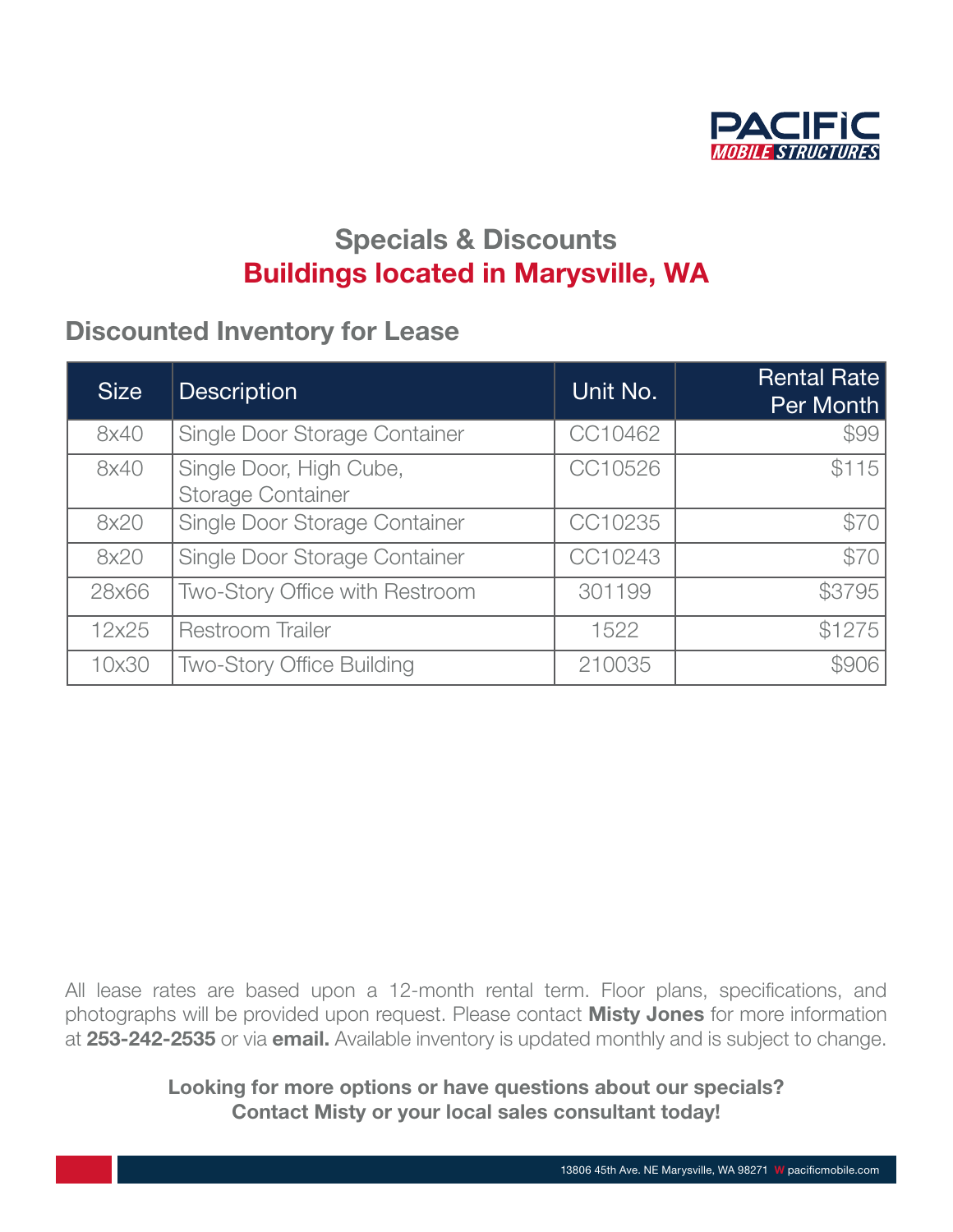PACIFIC MOBILE STRUCTURES

# Specials & Discounts
# Buildings located in Marysville, WA

## Discounted Inventory for Lease

| Size | Description | Unit No. | Rental Rate Per Month |
|---|---|---|---|
| 8x40 | Single Door Storage Container | CC10462 | $99 |
| 8x40 | Single Door, High Cube, Storage Container | CC10526 | $115 |
| 8x20 | Single Door Storage Container | CC10235 | $70 |
| 8x20 | Single Door Storage Container | CC10243 | $70 |
| 28x66 | Two-Story Office with Restroom | 301199 | $3795 |
| 12x25 | Restroom Trailer | 1522 | $1275 |
| 10x30 | Two-Story Office Building | 210035 | $906 |

All lease rates are based upon a 12-month rental term. Floor plans, specifications, and photographs will be provided upon request. Please contact **Misty Jones** for more information at **253-242-2535** or via **email.** Available inventory is updated monthly and is subject to change.

**Looking for more options or have questions about our specials?**
**Contact Misty or your local sales consultant today!**

13806 45th Ave. NE Marysville, WA 98271 W pacificmobile.com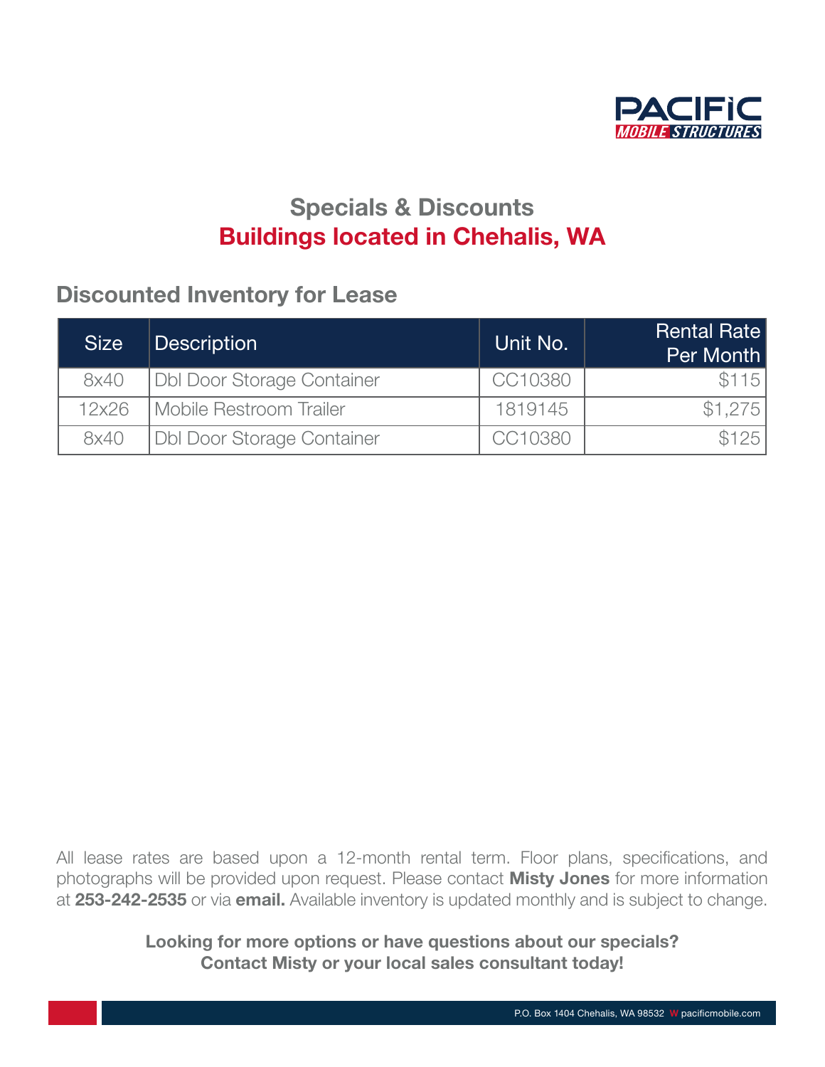PACIFIC MOBILE STRUCTURES

## Specials & Discounts
## Buildings located in Chehalis, WA

### Discounted Inventory for Lease

| Size | Description | Unit No. | Rental Rate Per Month |
|---|---|---|---|
| 8x40 | Dbl Door Storage Container | CC10380 | $115 |
| 12x26 | Mobile Restroom Trailer | 1819145 | $1,275 |
| 8x40 | Dbl Door Storage Container | CC10380 | $125 |

All lease rates are based upon a 12-month rental term. Floor plans, specifications, and photographs will be provided upon request. Please contact **Misty Jones** for more information at **253-242-2535** or via **email.** Available inventory is updated monthly and is subject to change.

**Looking for more options or have questions about our specials?**
**Contact Misty or your local sales consultant today!**

P.O. Box 1404 Chehalis, WA 98532 W pacificmobile.com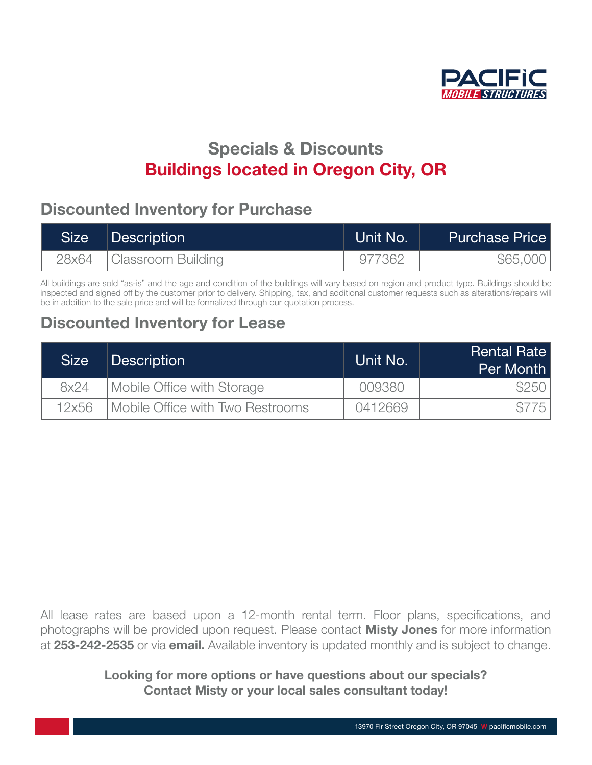PACIFIC MOBILE STRUCTURES

# Specials & Discounts
# Buildings located in Oregon City, OR

## Discounted Inventory for Purchase

| Size | Description | Unit No. | Purchase Price |
|---|---|---|---|
| 28x64 | Classroom Building | 977362 | $65,000 |

All buildings are sold "as-is" and the age and condition of the buildings will vary based on region and product type. Buildings should be inspected and signed off by the customer prior to delivery. Shipping, tax, and additional customer requests such as alterations/repairs will be in addition to the sale price and will be formalized through our quotation process.

## Discounted Inventory for Lease

| Size | Description | Unit No. | Rental Rate Per Month |
|---|---|---|---|
| 8x24 | Mobile Office with Storage | 009380 | $250 |
| 12x56 | Mobile Office with Two Restrooms | 0412669 | $775 |

All lease rates are based upon a 12-month rental term. Floor plans, specifications, and photographs will be provided upon request. Please contact **Misty Jones** for more information at **253-242-2535** or via **email.** Available inventory is updated monthly and is subject to change.

**Looking for more options or have questions about our specials?**
**Contact Misty or your local sales consultant today!**

13970 Fir Street Oregon City, OR 97045 W pacificmobile.com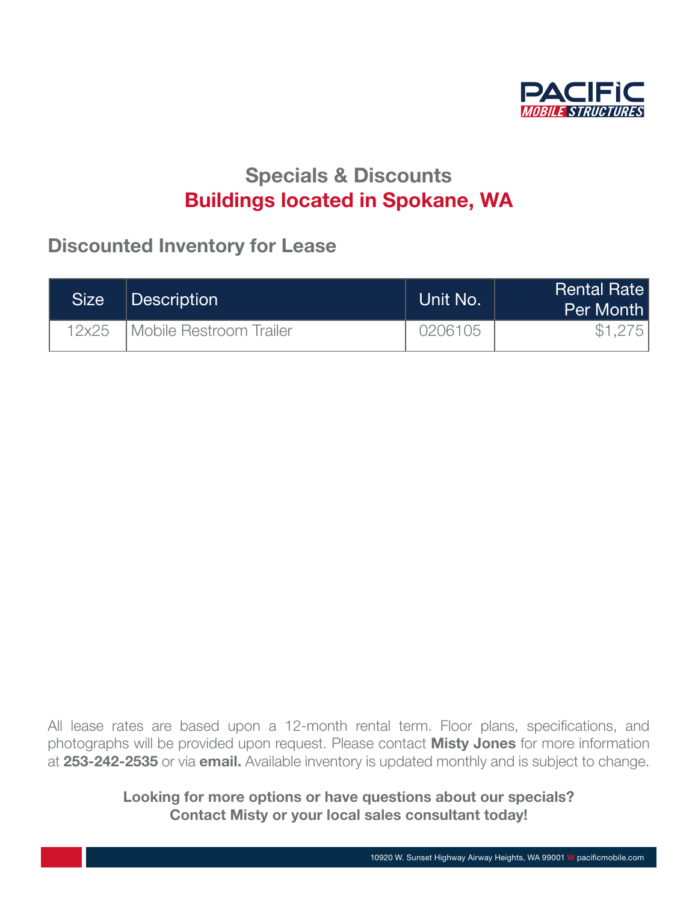PACIFIC MOBILE STRUCTURES

# Specials & Discounts
# Buildings located in Spokane, WA

## Discounted Inventory for Lease

| Size | Description | Unit No. | Rental Rate Per Month |
|---|---|---|---|
| 12x25 | Mobile Restroom Trailer | 0206105 | $1,275 |

All lease rates are based upon a 12-month rental term. Floor plans, specifications, and photographs will be provided upon request. Please contact **Misty Jones** for more information at **253-242-2535** or via **email.** Available inventory is updated monthly and is subject to change.

**Looking for more options or have questions about our specials? Contact Misty or your local sales consultant today!**

10920 W. Sunset Highway Airway Heights, WA 99001 W pacificmobile.com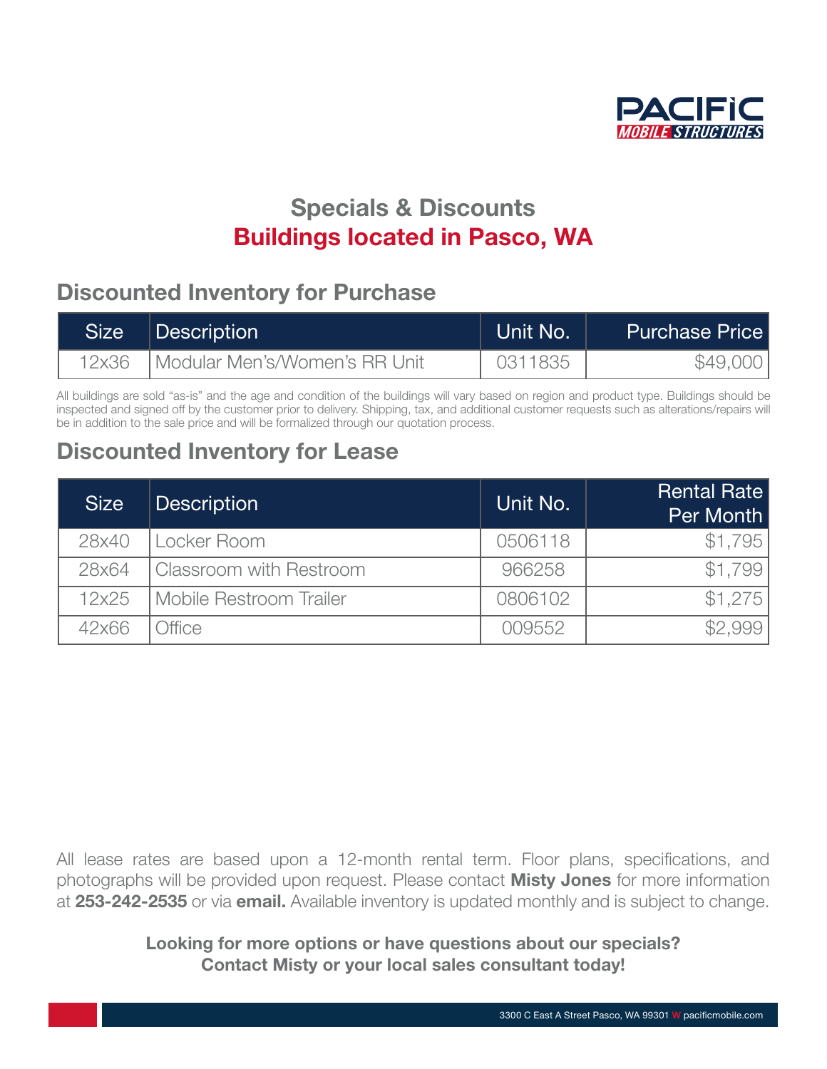# Specials & Discounts

## Buildings located in Pasco, WA

## Discounted Inventory for Purchase

| Size | Description | Unit No. | Purchase Price |
|---|---|---|---|
| 12x36 | Modular Men's/Women's RR Unit | 0311835 | $49,000 |

All buildings are sold "as-is" and the age and condition of the buildings will vary based on region and product type. Buildings should be inspected and signed off by the customer prior to delivery. Shipping, tax, and additional customer requests such as alterations/repairs will be in addition to the sale price and will be formalized through our quotation process.

## Discounted Inventory for Lease

| Size | Description | Unit No. | Rental Rate Per Month |
|---|---|---|---|
| 28x40 | Locker Room | 0506118 | $1,795 |
| 28x64 | Classroom with Restroom | 966258 | $1,799 |
| 12x25 | Mobile Restroom Trailer | 0806102 | $1,275 |
| 42x66 | Office | 009552 | $2,999 |

All lease rates are based upon a 12-month rental term. Floor plans, specifications, and photographs will be provided upon request. Please contact **Misty Jones** for more information at **253-242-2535** or via **email.** Available inventory is updated monthly and is subject to change.

**Looking for more options or have questions about our specials? Contact Misty or your local sales consultant today!**

3300 C East A Street Pasco, WA 99301 W pacificmobile.com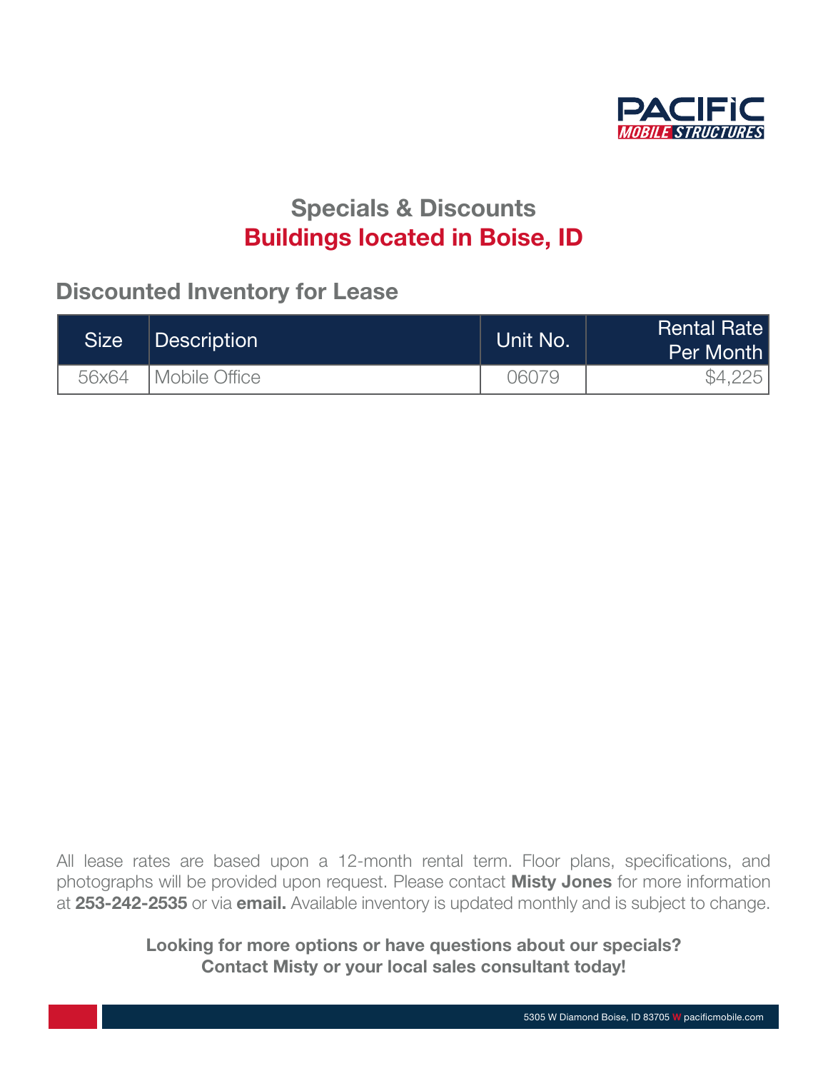PACIFIC MOBILE STRUCTURES

## Specials & Discounts
## Buildings located in Boise, ID

### Discounted Inventory for Lease

| Size | Description | Unit No. | Rental Rate Per Month |
|---|---|---|---|
| 56x64 | Mobile Office | 06079 | $4,225 |

All lease rates are based upon a 12-month rental term. Floor plans, specifications, and photographs will be provided upon request. Please contact **Misty Jones** for more information at **253-242-2535** or via **email.** Available inventory is updated monthly and is subject to change.

**Looking for more options or have questions about our specials?**
**Contact Misty or your local sales consultant today!**

5305 W Diamond Boise, ID 83705 W pacificmobile.com